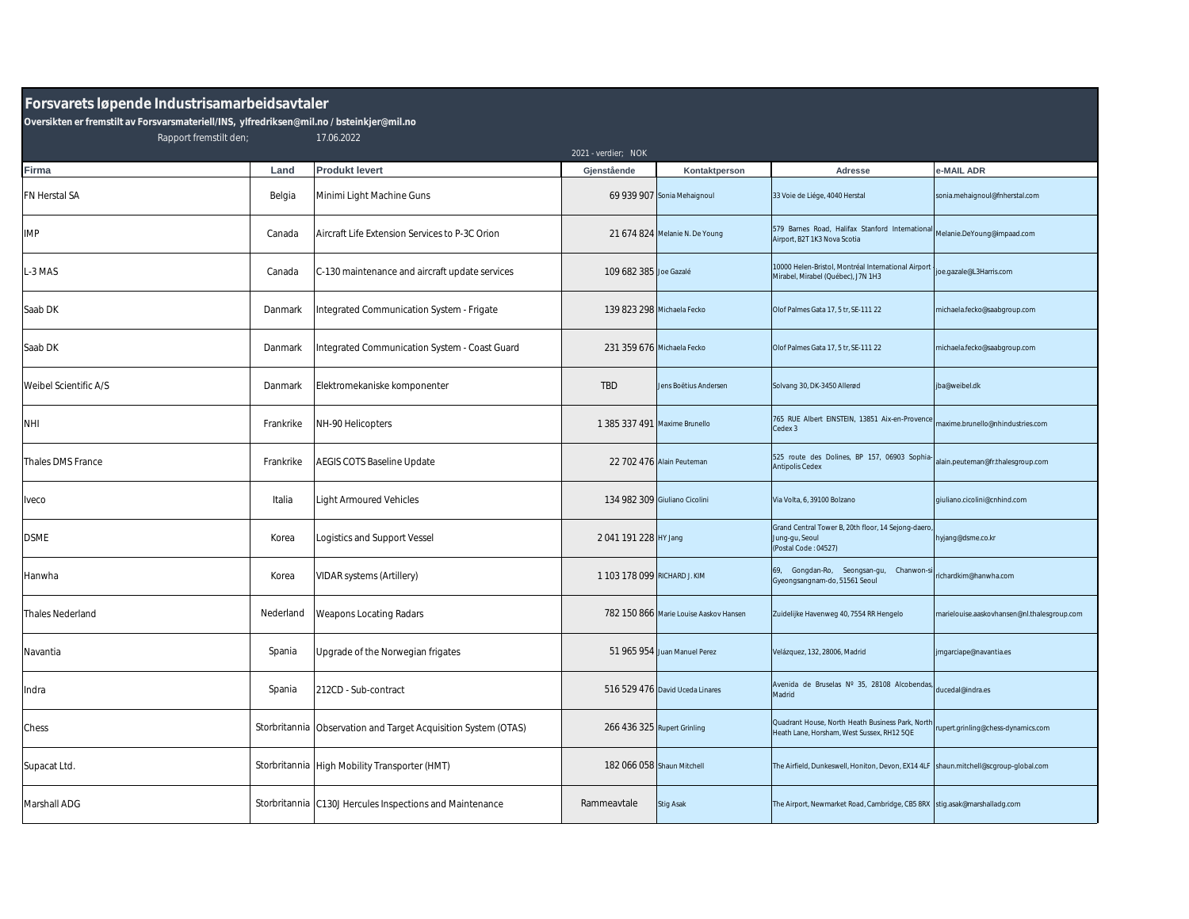# Forsvarets løpende Industrisamarbeidsavtaler

**Oversikten er fremstilt av Forsvarsmateriell/INS, ylfredriksen@mil.no / bsteinkjer@mil.no**

Rapport fremstilt den; 17.06.2022

2021 - verdier; NOK

| Firma | Land | Produkt levert | Gjenstående | Kontaktperson | Adresse | e-MAIL ADR |
|---|---|---|---|---|---|---|
| FN Herstal SA | Belgia | Minimi Light Machine Guns | 69 939 907 | Sonia Mehaignoul | 33 Voie de Liége, 4040 Herstal | sonia.mehaignoul@fnherstal.com |
| IMP | Canada | Aircraft Life Extension Services to P-3C Orion | 21 674 824 | Melanie N. De Young | 579 Barnes Road, Halifax Stanford International Airport, B2T 1K3 Nova Scotia | Melanie.DeYoung@impaad.com |
| L-3 MAS | Canada | C-130 maintenance and aircraft update services | 109 682 385 | Joe Gazalé | 10000 Helen-Bristol, Montréal International Airport - Mirabel, Mirabel (Québec), J7N 1H3 | joe.gazale@L3Harris.com |
| Saab DK | Danmark | Integrated Communication System - Frigate | 139 823 298 | Michaela Fecko | Olof Palmes Gata 17, 5 tr, SE-111 22 | michaela.fecko@saabgroup.com |
| Saab DK | Danmark | Integrated Communication System - Coast Guard | 231 359 676 | Michaela Fecko | Olof Palmes Gata 17, 5 tr, SE-111 22 | michaela.fecko@saabgroup.com |
| Weibel Scientific A/S | Danmark | Elektromekaniske komponenter | TBD | Jens Boëtius Andersen | Solvang 30, DK-3450 Allerød | jba@weibel.dk |
| NHI | Frankrike | NH-90 Helicopters | 1 385 337 491 | Maxime Brunello | 765 RUE Albert EINSTEIN, 13851 Aix-en-Provence Cedex 3 | maxime.brunello@nhindustries.com |
| Thales DMS France | Frankrike | AEGIS COTS Baseline Update | 22 702 476 | Alain Peuteman | 525 route des Dolines, BP 157, 06903 Sophia-Antipolis Cedex | alain.peuteman@fr.thalesgroup.com |
| Iveco | Italia | Light Armoured Vehicles | 134 982 309 | Giuliano Cicolini | Via Volta, 6, 39100 Bolzano | giuliano.cicolini@cnhind.com |
| DSME | Korea | Logistics and Support Vessel | 2 041 191 228 | HY Jang | Grand Central Tower B, 20th floor, 14 Sejong-daero, Jung-gu, Seoul (Postal Code : 04527) | hyjang@dsme.co.kr |
| Hanwha | Korea | VIDAR systems (Artillery) | 1 103 178 099 | RICHARD J. KIM | 69, Gongdan-Ro, Seongsan-gu, Chanwon-si Gyeongsangnam-do, 51561 Seoul | richardkim@hanwha.com |
| Thales Nederland | Nederland | Weapons Locating Radars | 782 150 866 | Marie Louise Aaskov Hansen | Zuidelijke Havenweg 40, 7554 RR Hengelo | marielouise.aaskovhansen@nl.thalesgroup.com |
| Navantia | Spania | Upgrade of the Norwegian frigates | 51 965 954 | Juan Manuel Perez | Velázquez, 132, 28006, Madrid | jmgarciape@navantia.es |
| Indra | Spania | 212CD - Sub-contract | 516 529 476 | David Uceda Linares | Avenida de Bruselas Nº 35, 28108 Alcobendas, Madrid | ducedal@indra.es |
| Chess | Storbritannia | Observation and Target Acquisition System (OTAS) | 266 436 325 | Rupert Grinling | Quadrant House, North Heath Business Park, North Heath Lane, Horsham, West Sussex, RH12 5QE | rupert.grinling@chess-dynamics.com |
| Supacat Ltd. | Storbritannia | High Mobility Transporter (HMT) | 182 066 058 | Shaun Mitchell | The Airfield, Dunkeswell, Honiton, Devon, EX14 4LF | shaun.mitchell@scgroup-global.com |
| Marshall ADG | Storbritannia | C130J Hercules Inspections and Maintenance | Rammeavtale | Stig Asak | The Airport, Newmarket Road, Cambridge, CB5 8RX | stig.asak@marshalladg.com |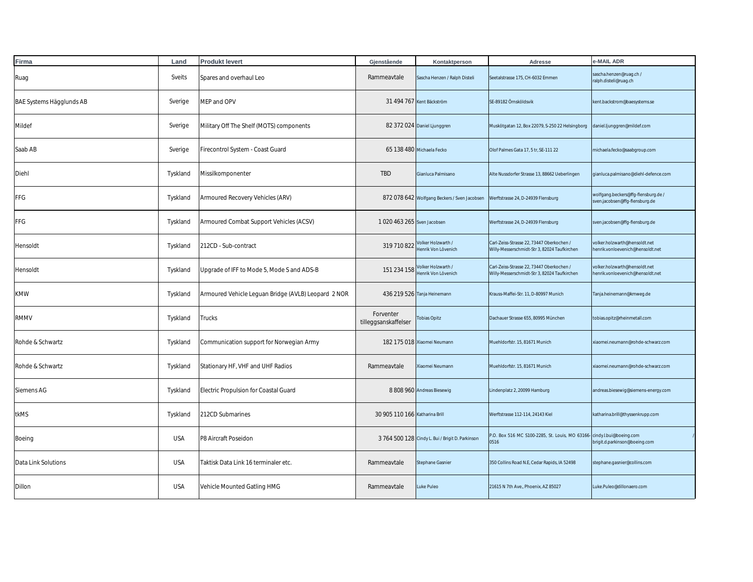| Firma | Land | Produkt levert | Gjenstående | Kontaktperson | Adresse | e-MAIL ADR |
|---|---|---|---|---|---|---|
| Ruag | Sveits | Spares and overhaul Leo | Rammeavtale | Sascha Henzen / Ralph Disteli | Seetalstrasse 175, CH-6032 Emmen | sascha.henzen@ruag.ch / ralph.disteli@ruag.ch |
| BAE Systems Hägglunds AB | Sverige | MEP and OPV | 31 494 767 | Kent Bäckström | SE-89182 Örnsköldsvik | kent.backstrom@baesystems.se |
| Mildef | Sverige | Military Off The Shelf (MOTS) components | 82 372 024 | Daniel Ljunggren | Muskötgatan 12, Box 22079, S-250 22 Helsingborg | daniel.ljunggren@mildef.com |
| Saab AB | Sverige | Firecontrol System - Coast Guard | 65 138 480 | Michaela Fecko | Olof Palmes Gata 17, 5 tr, SE-111 22 | michaela.fecko@saabgroup.com |
| Diehl | Tyskland | Missilkomponenter | TBD | Gianluca Palmisano | Alte Nussdorfer Strasse 13, 88662 Ueberlingen | gianluca.palmisano@diehl-defence.com |
| FFG | Tyskland | Armoured Recovery Vehicles (ARV) | 872 078 642 | Wolfgang Beckers / Sven Jacobsen | Werftstrasse 24, D-24939 Flensburg | wolfgang.beckers@ffg-flensburg.de / sven.jacobsen@ffg-flensburg.de |
| FFG | Tyskland | Armoured Combat Support Vehicles (ACSV) | 1 020 463 265 | Sven Jacobsen | Werftstrasse 24, D-24939 Flensburg | sven.jacobsen@ffg-flensburg.de |
| Hensoldt | Tyskland | 212CD - Sub-contract | 319 710 822 | Volker Holzwarth / Henrik Von Lövenich | Carl-Zeiss-Strasse 22, 73447 Oberkochen / Willy-Messerschmidt-Str 3, 82024 Taufkirchen | volker.holzwarth@hensoldt.net henrik.vonloevenich@hensoldt.net |
| Hensoldt | Tyskland | Upgrade of IFF to Mode 5, Mode S and ADS-B | 151 234 158 | Volker Holzwarth / Henrik Von Lövenich | Carl-Zeiss-Strasse 22, 73447 Oberkochen / Willy-Messerschmidt-Str 3, 82024 Taufkirchen | volker.holzwarth@hensoldt.net henrik.vonloevenich@hensoldt.net |
| KMW | Tyskland | Armoured Vehicle Leguan Bridge (AVLB) Leopard 2 NOR | 436 219 526 | Tanja Heinemann | Krauss-Maffei-Str. 11, D-80997 Munich | Tanja.heinemann@kmweg.de |
| RMMV | Tyskland | Trucks | Forventer tilleggsanskaffelser | Tobias Opitz | Dachauer Strasse 655, 80995 München | tobias.opitz@rheinmetall.com |
| Rohde & Schwartz | Tyskland | Communication support for Norwegian Army | 182 175 018 | Xiaomei Neumann | Muehldorfstr. 15, 81671 Munich | xiaomei.neumann@rohde-schwarz.com |
| Rohde & Schwartz | Tyskland | Stationary HF, VHF and UHF Radios | Rammeavtale | Xiaomei Neumann | Muehldorfstr. 15, 81671 Munich | xiaomei.neumann@rohde-schwarz.com |
| Siemens AG | Tyskland | Electric Propulsion for Coastal Guard | 8 808 960 | Andreas Biesewig | Lindenplatz 2, 20099 Hamburg | andreas.biesewig@siemens-energy.com |
| tkMS | Tyskland | 212CD Submarines | 30 905 110 166 | Katharina Brill | Werftstrasse 112-114, 24143 Kiel | katharina.brill@thyssenkrupp.com |
| Boeing | USA | P8 Aircraft Poseidon | 3 764 500 128 | Cindy L. Bui / Brigit D. Parkinson | P.O. Box 516 MC S100-2285, St. Louis, MO 63166-0516 | cindy.l.bui@boeing.com / brigit.d.parkinson@boeing.com |
| Data Link Solutions | USA | Taktisk Data Link 16 terminaler etc. | Rammeavtale | Stephane Gasnier | 350 Collins Road N.E, Cedar Rapids, IA 52498 | stephane.gasnier@collins.com |
| Dillon | USA | Vehicle Mounted Gatling HMG | Rammeavtale | Luke Puleo | 21615 N 7th Ave., Phoenix, AZ 85027 | Luke.Puleo@dillonaero.com |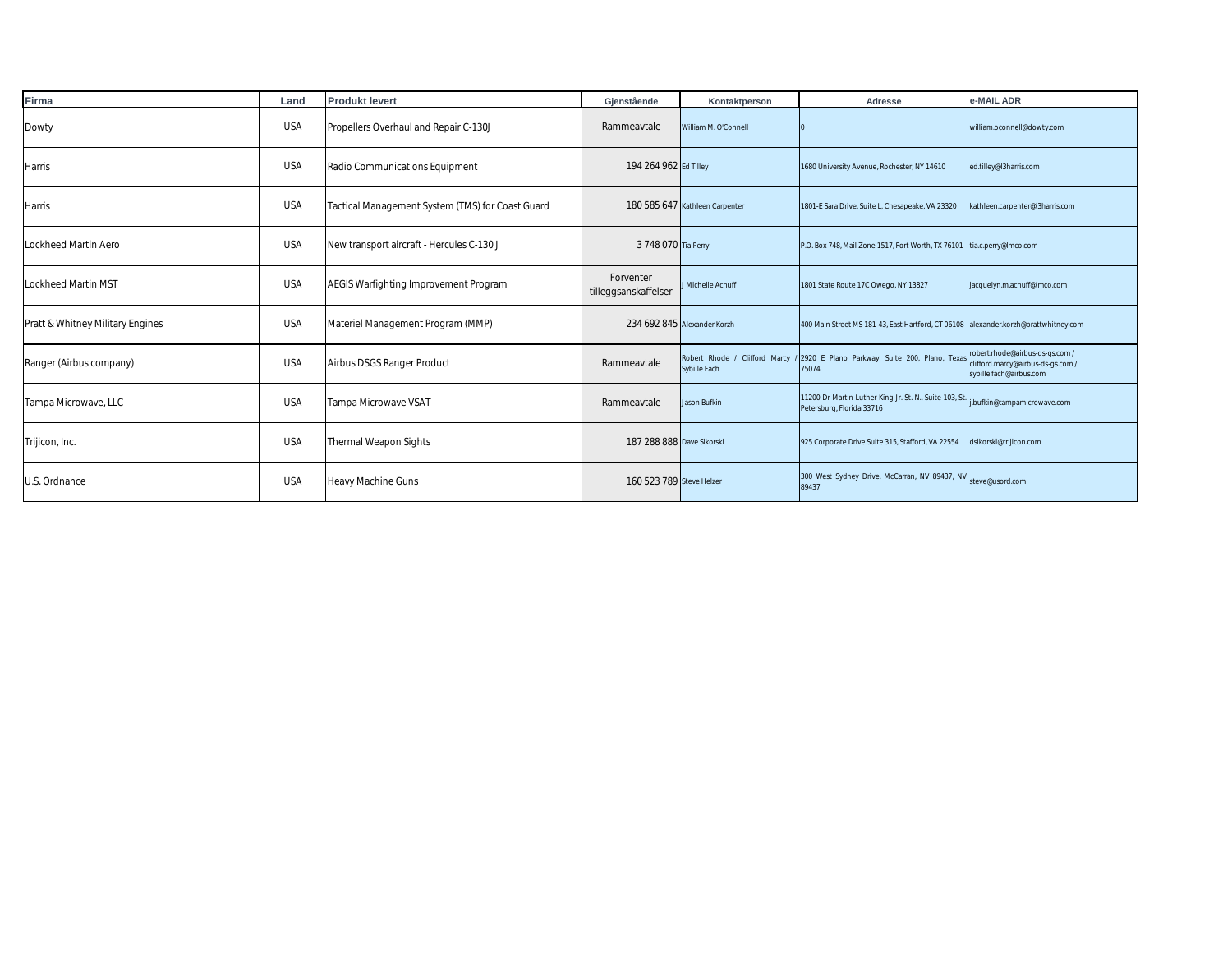| Firma | Land | Produkt levert | Gjenstående | Kontaktperson | Adresse | e-MAIL ADR |
| --- | --- | --- | --- | --- | --- | --- |
| Dowty | USA | Propellers Overhaul and Repair C-130J | Rammeavtale | William M. O'Connell | 0 | william.oconnell@dowty.com |
| Harris | USA | Radio Communications Equipment | 194 264 962 | Ed Tilley | 1680 University Avenue, Rochester, NY 14610 | ed.tilley@l3harris.com |
| Harris | USA | Tactical Management System (TMS) for Coast Guard | 180 585 647 | Kathleen Carpenter | 1801-E Sara Drive, Suite L, Chesapeake, VA 23320 | kathleen.carpenter@l3harris.com |
| Lockheed Martin Aero | USA | New transport aircraft - Hercules C-130 J | 3 748 070 | Tia Perry | P.O. Box 748, Mail Zone 1517, Fort Worth, TX 76101 | tia.c.perry@lmco.com |
| Lockheed Martin MST | USA | AEGIS Warfighting Improvement Program | Forventer tilleggsanskaffelser | J Michelle Achuff | 1801 State Route 17C Owego, NY 13827 | jacquelyn.m.achuff@lmco.com |
| Pratt & Whitney Military Engines | USA | Materiel Management Program (MMP) | 234 692 845 | Alexander Korzh | 400 Main Street MS 181-43, East Hartford, CT 06108 | alexander.korzh@prattwhitney.com |
| Ranger (Airbus company) | USA | Airbus DSGS Ranger Product | Rammeavtale | Robert Rhode / Clifford Marcy / Sybille Fach | 2920 E Plano Parkway, Suite 200, Plano, Texas 75074 | robert.rhode@airbus-ds-gs.com / clifford.marcy@airbus-ds-gs.com / sybille.fach@airbus.com |
| Tampa Microwave, LLC | USA | Tampa Microwave VSAT | Rammeavtale | Jason Bufkin | 11200 Dr Martin Luther King Jr. St. N., Suite 103, St. Petersburg, Florida 33716 | j.bufkin@tampamicrowave.com |
| Trijicon, Inc. | USA | Thermal Weapon Sights | 187 288 888 | Dave Sikorski | 925 Corporate Drive Suite 315, Stafford, VA 22554 | dsikorski@trijicon.com |
| U.S. Ordnance | USA | Heavy Machine Guns | 160 523 789 | Steve Helzer | 300 West Sydney Drive, McCarran, NV 89437, NV 89437 | steve@usord.com |